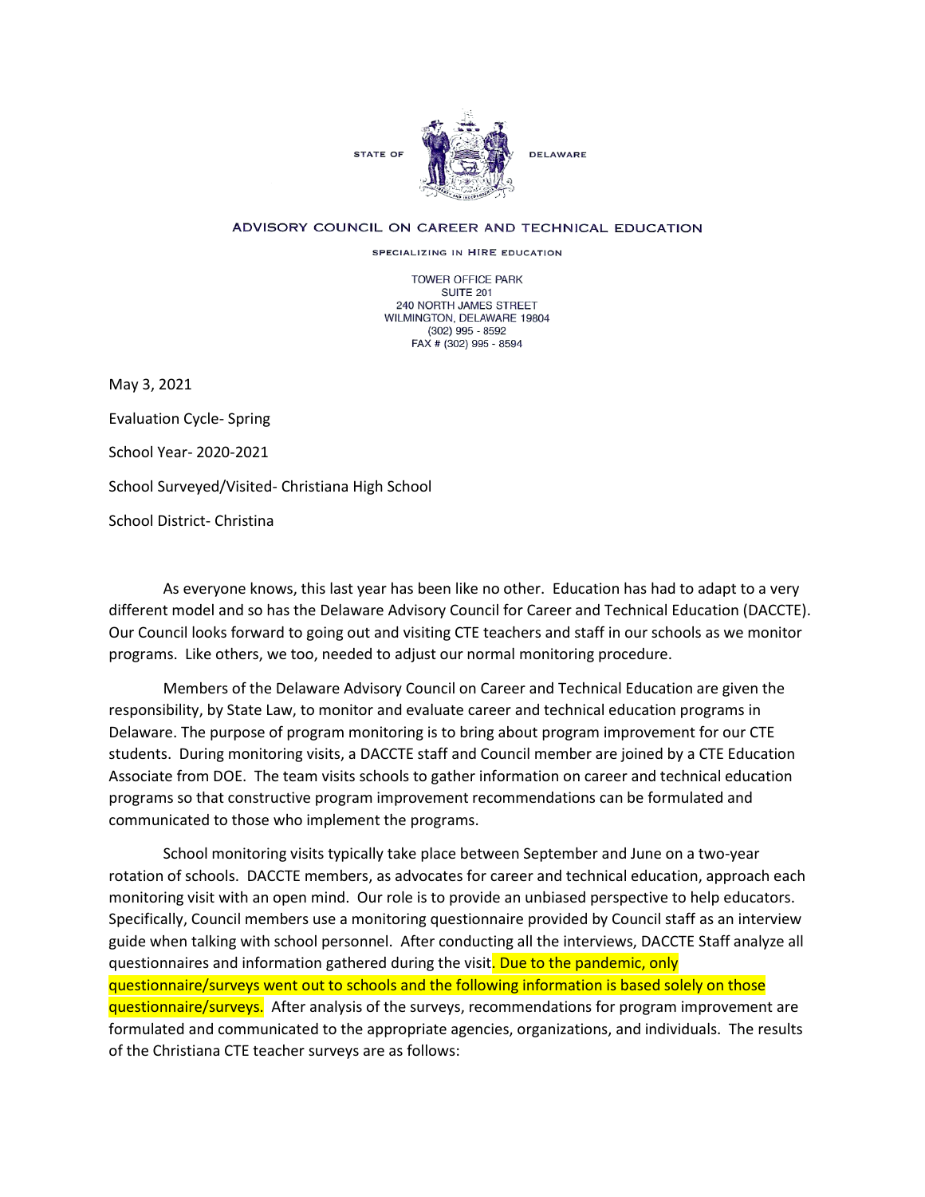STATE OF DELAWARE

ADVISORY COUNCIL ON CAREER AND TECHNICAL EDUCATION

SPECIALIZING IN HIRE EDUCATION

TOWER OFFICE PARK
SUITE 201
240 NORTH JAMES STREET
WILMINGTON, DELAWARE 19804
(302) 995 - 8592
FAX # (302) 995 - 8594

May 3, 2021

Evaluation Cycle- Spring

School Year- 2020-2021

School Surveyed/Visited- Christiana High School

School District- Christina

As everyone knows, this last year has been like no other. Education has had to adapt to a very different model and so has the Delaware Advisory Council for Career and Technical Education (DACCTE). Our Council looks forward to going out and visiting CTE teachers and staff in our schools as we monitor programs. Like others, we too, needed to adjust our normal monitoring procedure.

Members of the Delaware Advisory Council on Career and Technical Education are given the responsibility, by State Law, to monitor and evaluate career and technical education programs in Delaware. The purpose of program monitoring is to bring about program improvement for our CTE students. During monitoring visits, a DACCTE staff and Council member are joined by a CTE Education Associate from DOE. The team visits schools to gather information on career and technical education programs so that constructive program improvement recommendations can be formulated and communicated to those who implement the programs.

School monitoring visits typically take place between September and June on a two-year rotation of schools. DACCTE members, as advocates for career and technical education, approach each monitoring visit with an open mind. Our role is to provide an unbiased perspective to help educators. Specifically, Council members use a monitoring questionnaire provided by Council staff as an interview guide when talking with school personnel. After conducting all the interviews, DACCTE Staff analyze all questionnaires and information gathered during the visit. Due to the pandemic, only questionnaire/surveys went out to schools and the following information is based solely on those questionnaire/surveys. After analysis of the surveys, recommendations for program improvement are formulated and communicated to the appropriate agencies, organizations, and individuals. The results of the Christiana CTE teacher surveys are as follows: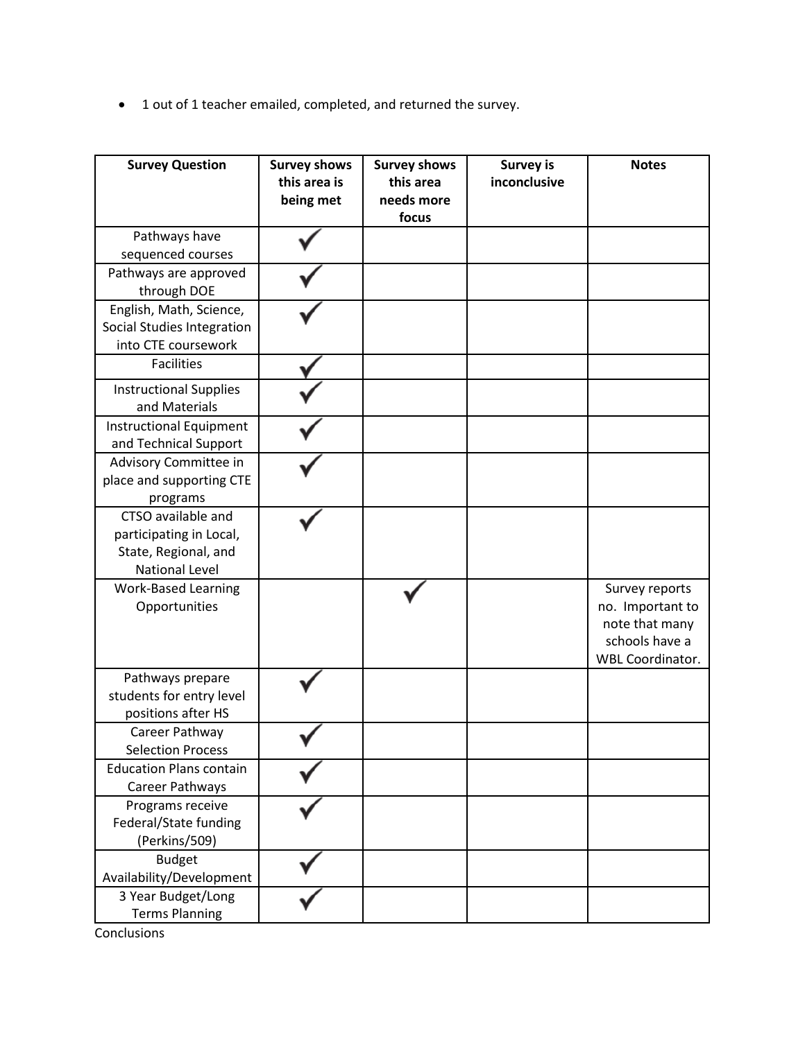- 1 out of 1 teacher emailed, completed, and returned the survey.

| Survey Question | Survey shows this area is being met | Survey shows this area needs more focus | Survey is inconclusive | Notes |
|---|---|---|---|---|
| Pathways have sequenced courses | ✓ | | | |
| Pathways are approved through DOE | ✓ | | | |
| English, Math, Science, Social Studies Integration into CTE coursework | ✓ | | | |
| Facilities | ✓ | | | |
| Instructional Supplies and Materials | ✓ | | | |
| Instructional Equipment and Technical Support | ✓ | | | |
| Advisory Committee in place and supporting CTE programs | ✓ | | | |
| CTSO available and participating in Local, State, Regional, and National Level | ✓ | | | |
| Work-Based Learning Opportunities | | ✓ | | Survey reports no. Important to note that many schools have a WBL Coordinator. |
| Pathways prepare students for entry level positions after HS | ✓ | | | |
| Career Pathway Selection Process | ✓ | | | |
| Education Plans contain Career Pathways | ✓ | | | |
| Programs receive Federal/State funding (Perkins/509) | ✓ | | | |
| Budget Availability/Development | ✓ | | | |
| 3 Year Budget/Long Terms Planning | ✓ | | | |

Conclusions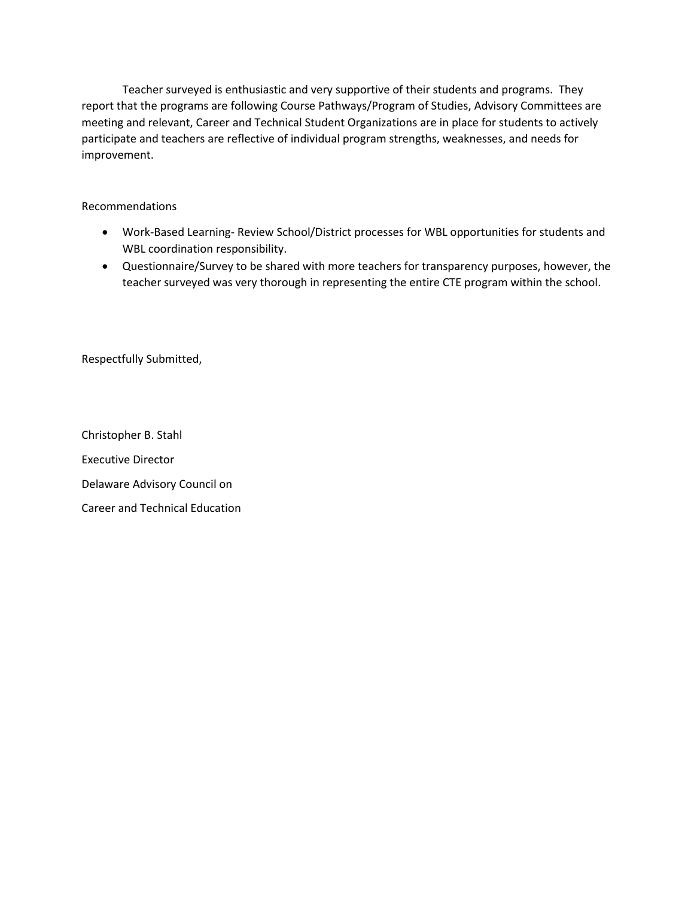Teacher surveyed is enthusiastic and very supportive of their students and programs. They report that the programs are following Course Pathways/Program of Studies, Advisory Committees are meeting and relevant, Career and Technical Student Organizations are in place for students to actively participate and teachers are reflective of individual program strengths, weaknesses, and needs for improvement.

Recommendations

- Work-Based Learning- Review School/District processes for WBL opportunities for students and WBL coordination responsibility.
- Questionnaire/Survey to be shared with more teachers for transparency purposes, however, the teacher surveyed was very thorough in representing the entire CTE program within the school.

Respectfully Submitted,

Christopher B. Stahl

Executive Director

Delaware Advisory Council on

Career and Technical Education